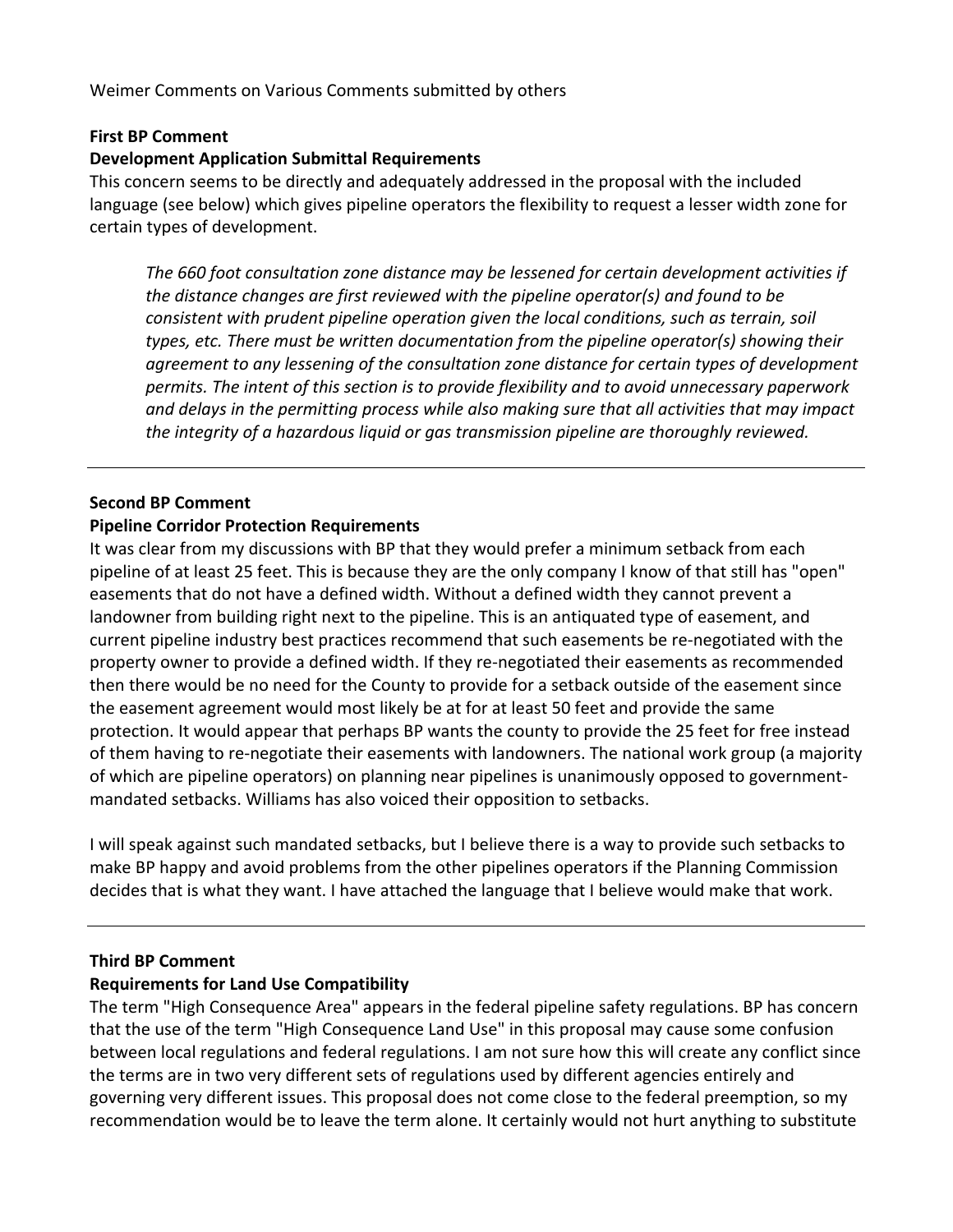Weimer Comments on Various Comments submitted by others

**First BP Comment**

**Development Application Submittal Requirements**

This concern seems to be directly and adequately addressed in the proposal with the included language (see below) which gives pipeline operators the flexibility to request a lesser width zone for certain types of development.

> *The 660 foot consultation zone distance may be lessened for certain development activities if the distance changes are first reviewed with the pipeline operator(s) and found to be consistent with prudent pipeline operation given the local conditions, such as terrain, soil types, etc. There must be written documentation from the pipeline operator(s) showing their agreement to any lessening of the consultation zone distance for certain types of development permits. The intent of this section is to provide flexibility and to avoid unnecessary paperwork and delays in the permitting process while also making sure that all activities that may impact the integrity of a hazardous liquid or gas transmission pipeline are thoroughly reviewed.*

---

**Second BP Comment**

**Pipeline Corridor Protection Requirements**

It was clear from my discussions with BP that they would prefer a minimum setback from each pipeline of at least 25 feet. This is because they are the only company I know of that still has "open" easements that do not have a defined width. Without a defined width they cannot prevent a landowner from building right next to the pipeline. This is an antiquated type of easement, and current pipeline industry best practices recommend that such easements be re-negotiated with the property owner to provide a defined width. If they re-negotiated their easements as recommended then there would be no need for the County to provide for a setback outside of the easement since the easement agreement would most likely be at for at least 50 feet and provide the same protection. It would appear that perhaps BP wants the county to provide the 25 feet for free instead of them having to re-negotiate their easements with landowners. The national work group (a majority of which are pipeline operators) on planning near pipelines is unanimously opposed to government-mandated setbacks. Williams has also voiced their opposition to setbacks.

I will speak against such mandated setbacks, but I believe there is a way to provide such setbacks to make BP happy and avoid problems from the other pipelines operators if the Planning Commission decides that is what they want. I have attached the language that I believe would make that work.

---

**Third BP Comment**

**Requirements for Land Use Compatibility**

The term "High Consequence Area" appears in the federal pipeline safety regulations. BP has concern that the use of the term "High Consequence Land Use" in this proposal may cause some confusion between local regulations and federal regulations. I am not sure how this will create any conflict since the terms are in two very different sets of regulations used by different agencies entirely and governing very different issues. This proposal does not come close to the federal preemption, so my recommendation would be to leave the term alone. It certainly would not hurt anything to substitute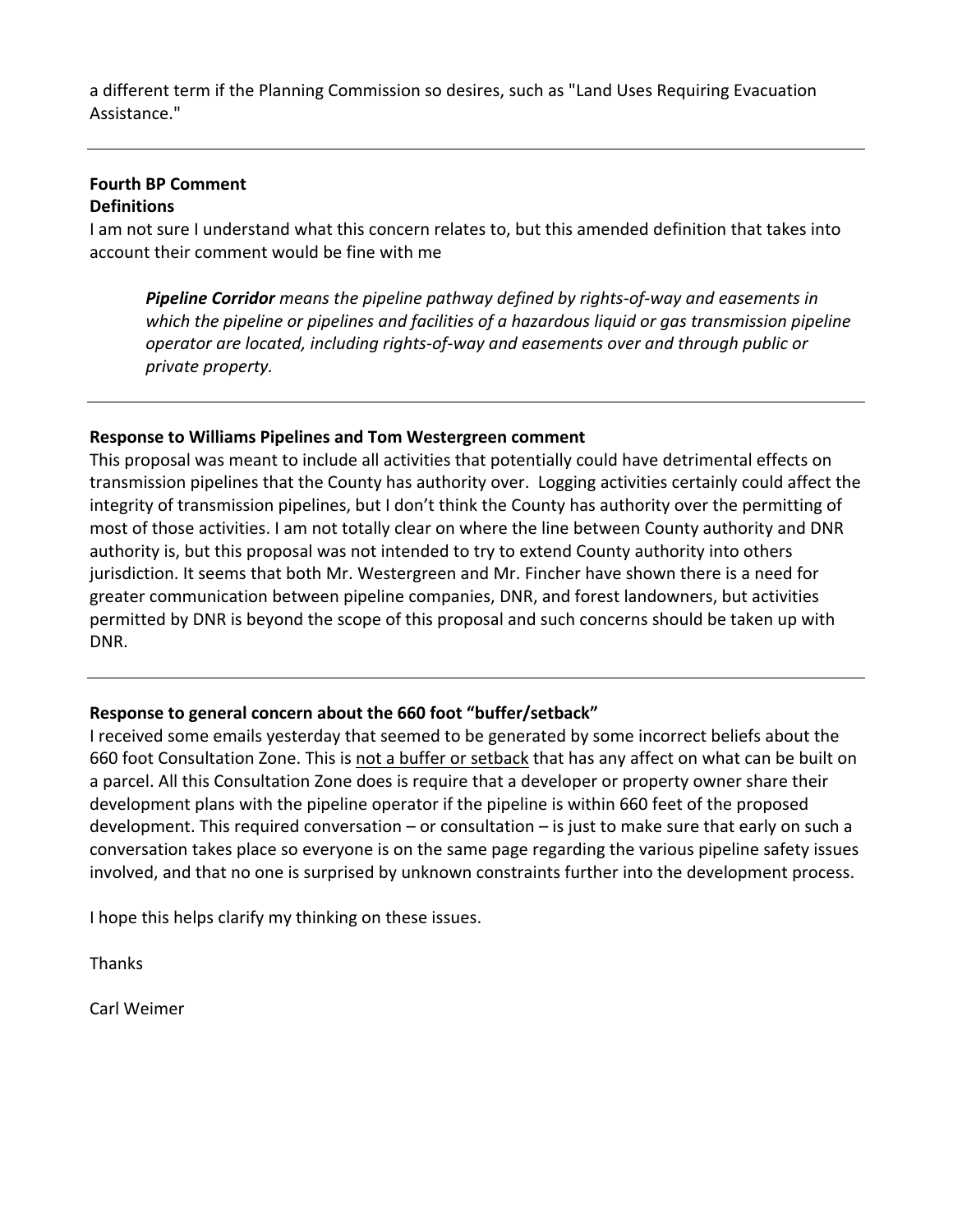a different term if the Planning Commission so desires, such as "Land Uses Requiring Evacuation Assistance."

---

**Fourth BP Comment**
**Definitions**
I am not sure I understand what this concern relates to, but this amended definition that takes into account their comment would be fine with me

> ***Pipeline Corridor*** *means the pipeline pathway defined by rights-of-way and easements in which the pipeline or pipelines and facilities of a hazardous liquid or gas transmission pipeline operator are located, including rights-of-way and easements over and through public or private property.*

---

**Response to Williams Pipelines and Tom Westergreen comment**
This proposal was meant to include all activities that potentially could have detrimental effects on transmission pipelines that the County has authority over. Logging activities certainly could affect the integrity of transmission pipelines, but I don't think the County has authority over the permitting of most of those activities. I am not totally clear on where the line between County authority and DNR authority is, but this proposal was not intended to try to extend County authority into others jurisdiction. It seems that both Mr. Westergreen and Mr. Fincher have shown there is a need for greater communication between pipeline companies, DNR, and forest landowners, but activities permitted by DNR is beyond the scope of this proposal and such concerns should be taken up with DNR.

---

**Response to general concern about the 660 foot "buffer/setback"**
I received some emails yesterday that seemed to be generated by some incorrect beliefs about the 660 foot Consultation Zone. This is <u>not a buffer or setback</u> that has any affect on what can be built on a parcel. All this Consultation Zone does is require that a developer or property owner share their development plans with the pipeline operator if the pipeline is within 660 feet of the proposed development. This required conversation – or consultation – is just to make sure that early on such a conversation takes place so everyone is on the same page regarding the various pipeline safety issues involved, and that no one is surprised by unknown constraints further into the development process.

I hope this helps clarify my thinking on these issues.

Thanks

Carl Weimer